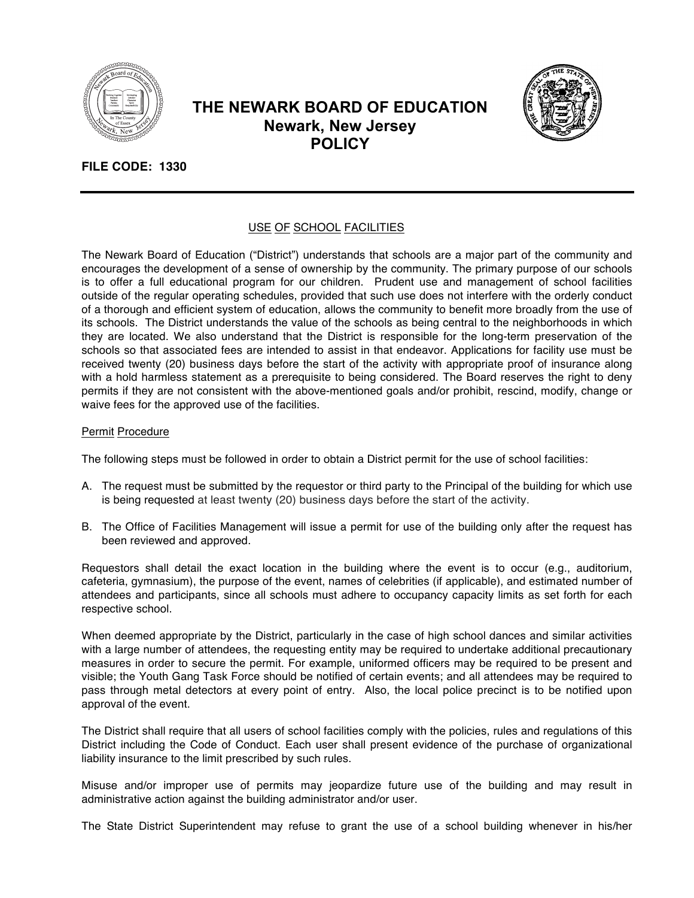# THE NEWARK BOARD OF EDUCATION
## Newark, New Jersey
## POLICY

**FILE CODE: 1330**

USE OF SCHOOL FACILITIES

The Newark Board of Education ("District") understands that schools are a major part of the community and encourages the development of a sense of ownership by the community. The primary purpose of our schools is to offer a full educational program for our children. Prudent use and management of school facilities outside of the regular operating schedules, provided that such use does not interfere with the orderly conduct of a thorough and efficient system of education, allows the community to benefit more broadly from the use of its schools. The District understands the value of the schools as being central to the neighborhoods in which they are located. We also understand that the District is responsible for the long-term preservation of the schools so that associated fees are intended to assist in that endeavor. Applications for facility use must be received twenty (20) business days before the start of the activity with appropriate proof of insurance along with a hold harmless statement as a prerequisite to being considered. The Board reserves the right to deny permits if they are not consistent with the above-mentioned goals and/or prohibit, rescind, modify, change or waive fees for the approved use of the facilities.

Permit Procedure

The following steps must be followed in order to obtain a District permit for the use of school facilities:

A. The request must be submitted by the requestor or third party to the Principal of the building for which use is being requested at least twenty (20) business days before the start of the activity.

B. The Office of Facilities Management will issue a permit for use of the building only after the request has been reviewed and approved.

Requestors shall detail the exact location in the building where the event is to occur (e.g., auditorium, cafeteria, gymnasium), the purpose of the event, names of celebrities (if applicable), and estimated number of attendees and participants, since all schools must adhere to occupancy capacity limits as set forth for each respective school.

When deemed appropriate by the District, particularly in the case of high school dances and similar activities with a large number of attendees, the requesting entity may be required to undertake additional precautionary measures in order to secure the permit. For example, uniformed officers may be required to be present and visible; the Youth Gang Task Force should be notified of certain events; and all attendees may be required to pass through metal detectors at every point of entry. Also, the local police precinct is to be notified upon approval of the event.

The District shall require that all users of school facilities comply with the policies, rules and regulations of this District including the Code of Conduct. Each user shall present evidence of the purchase of organizational liability insurance to the limit prescribed by such rules.

Misuse and/or improper use of permits may jeopardize future use of the building and may result in administrative action against the building administrator and/or user.

The State District Superintendent may refuse to grant the use of a school building whenever in his/her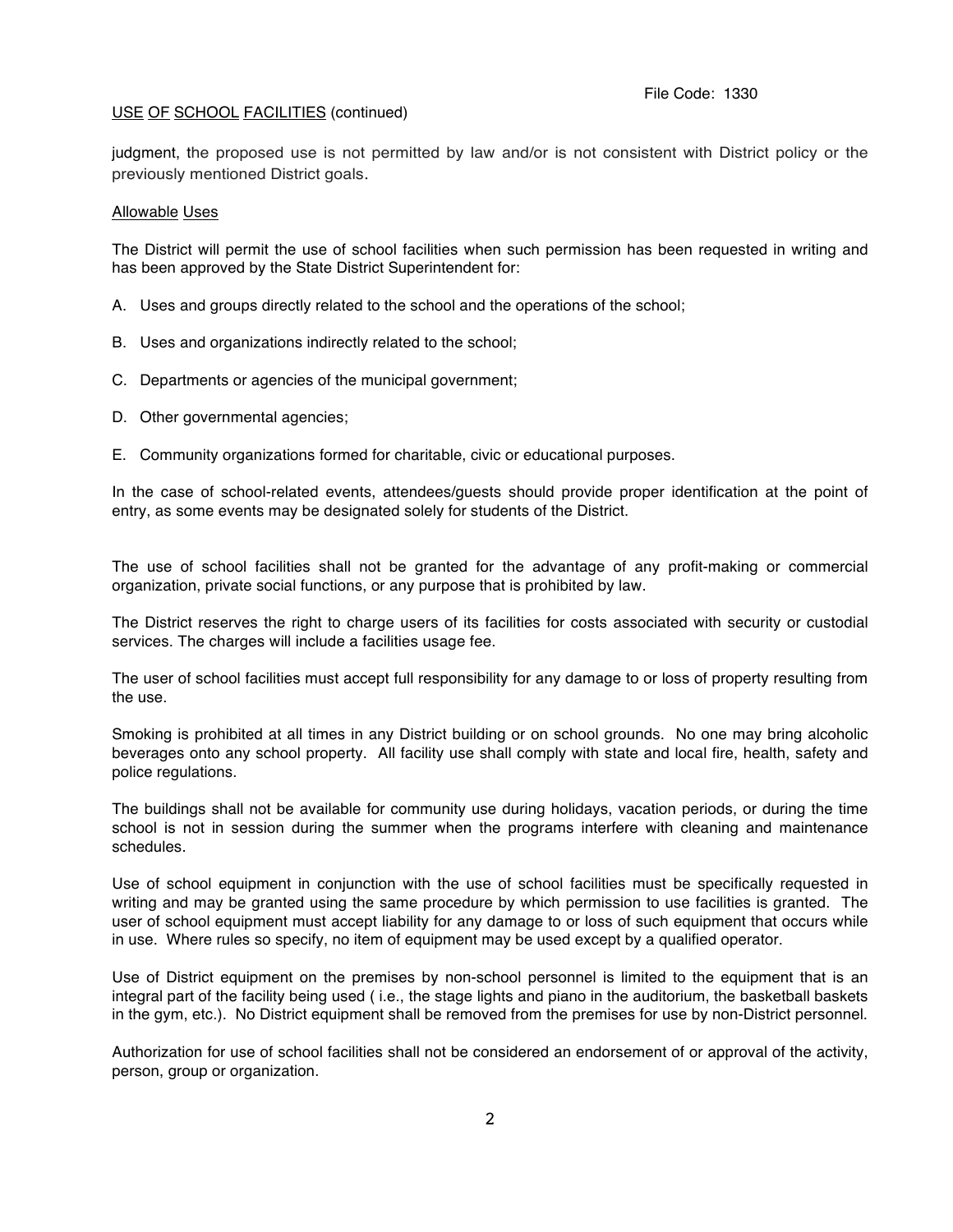judgment, the proposed use is not permitted by law and/or is not consistent with District policy or the previously mentioned District goals.

Allowable Uses

The District will permit the use of school facilities when such permission has been requested in writing and has been approved by the State District Superintendent for:

A. Uses and groups directly related to the school and the operations of the school;

B. Uses and organizations indirectly related to the school;

C. Departments or agencies of the municipal government;

D. Other governmental agencies;

E. Community organizations formed for charitable, civic or educational purposes.

In the case of school-related events, attendees/guests should provide proper identification at the point of entry, as some events may be designated solely for students of the District.

The use of school facilities shall not be granted for the advantage of any profit-making or commercial organization, private social functions, or any purpose that is prohibited by law.

The District reserves the right to charge users of its facilities for costs associated with security or custodial services. The charges will include a facilities usage fee.

The user of school facilities must accept full responsibility for any damage to or loss of property resulting from the use.

Smoking is prohibited at all times in any District building or on school grounds. No one may bring alcoholic beverages onto any school property. All facility use shall comply with state and local fire, health, safety and police regulations.

The buildings shall not be available for community use during holidays, vacation periods, or during the time school is not in session during the summer when the programs interfere with cleaning and maintenance schedules.

Use of school equipment in conjunction with the use of school facilities must be specifically requested in writing and may be granted using the same procedure by which permission to use facilities is granted. The user of school equipment must accept liability for any damage to or loss of such equipment that occurs while in use. Where rules so specify, no item of equipment may be used except by a qualified operator.

Use of District equipment on the premises by non-school personnel is limited to the equipment that is an integral part of the facility being used ( i.e., the stage lights and piano in the auditorium, the basketball baskets in the gym, etc.). No District equipment shall be removed from the premises for use by non-District personnel.

Authorization for use of school facilities shall not be considered an endorsement of or approval of the activity, person, group or organization.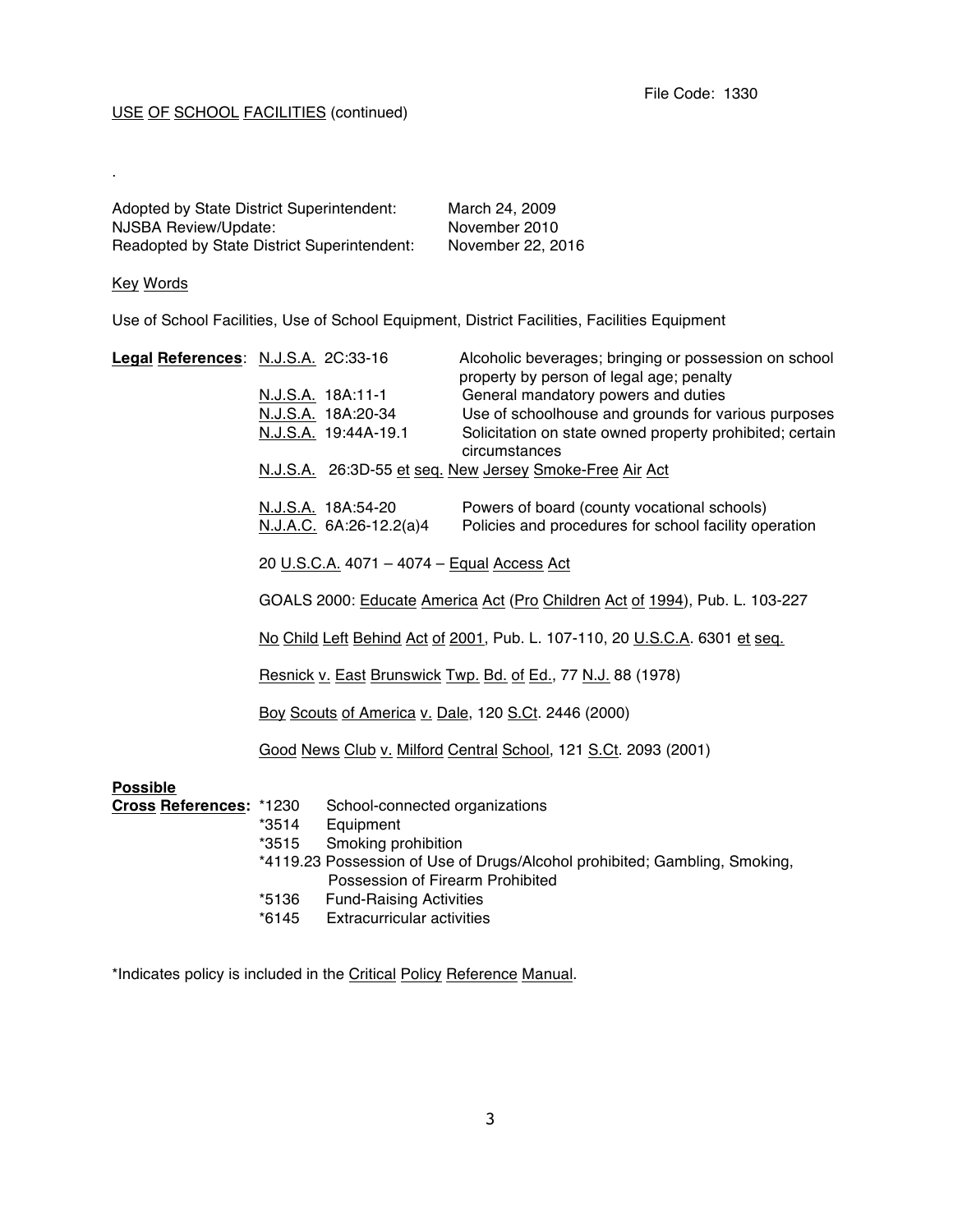File Code: 1330

USE OF SCHOOL FACILITIES (continued)

.

| | |
|---|---|
| Adopted by State District Superintendent: | March 24, 2009 |
| NJSBA Review/Update: | November 2010 |
| Readopted by State District Superintendent: | November 22, 2016 |

Key Words

Use of School Facilities, Use of School Equipment, District Facilities, Facilities Equipment

**Legal References**:

| | |
|---|---|
| N.J.S.A. 2C:33-16 | Alcoholic beverages; bringing or possession on school property by person of legal age; penalty |
| N.J.S.A. 18A:11-1 | General mandatory powers and duties |
| N.J.S.A. 18A:20-34 | Use of schoolhouse and grounds for various purposes |
| N.J.S.A. 19:44A-19.1 | Solicitation on state owned property prohibited; certain circumstances |

N.J.S.A. 26:3D-55 et seq. New Jersey Smoke-Free Air Act

| | |
|---|---|
| N.J.S.A. 18A:54-20 | Powers of board (county vocational schools) |
| N.J.A.C. 6A:26-12.2(a)4 | Policies and procedures for school facility operation |

20 U.S.C.A. 4071 – 4074 – Equal Access Act

GOALS 2000: Educate America Act (Pro Children Act of 1994), Pub. L. 103-227

No Child Left Behind Act of 2001, Pub. L. 107-110, 20 U.S.C.A. 6301 et seq.

Resnick v. East Brunswick Twp. Bd. of Ed., 77 N.J. 88 (1978)

Boy Scouts of America v. Dale, 120 S.Ct. 2446 (2000)

Good News Club v. Milford Central School, 121 S.Ct. 2093 (2001)

**Possible Cross References:**

- *1230 School-connected organizations
- *3514 Equipment
- *3515 Smoking prohibition
- *4119.23 Possession of Use of Drugs/Alcohol prohibited; Gambling, Smoking, Possession of Firearm Prohibited
- *5136 Fund-Raising Activities
- *6145 Extracurricular activities

*Indicates policy is included in the Critical Policy Reference Manual.